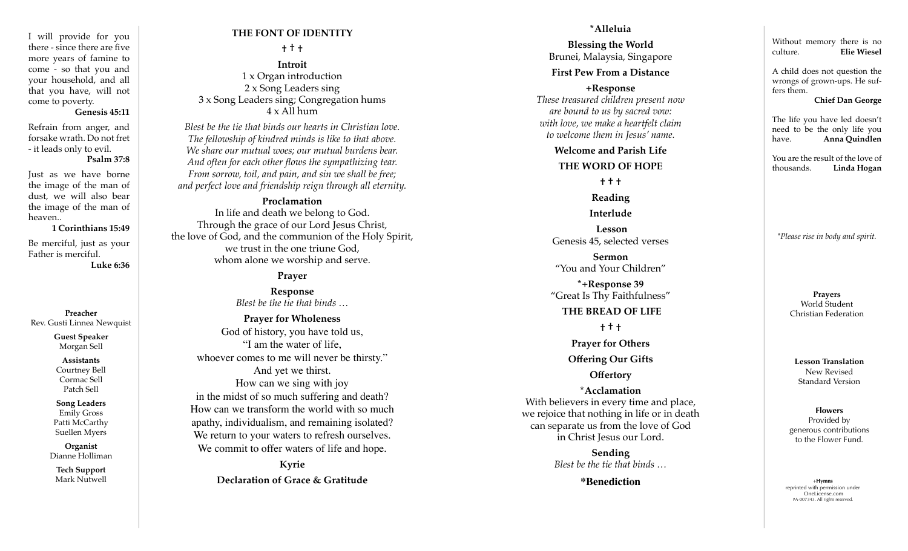I will provide for you there - since there are five more years of famine to come - so that you and your household, and all that you have, will not come to poverty.
**Genesis 45:11**

Refrain from anger, and forsake wrath. Do not fret - it leads only to evil.
**Psalm 37:8**

Just as we have borne the image of the man of dust, we will also bear the image of the man of heaven..
**1 Corinthians 15:49**

Be merciful, just as your Father is merciful.
**Luke 6:36**

**Preacher**
Rev. Gusti Linnea Newquist

**Guest Speaker**
Morgan Sell

**Assistants**
Courtney Bell
Cormac Sell
Patch Sell

**Song Leaders**
Emily Gross
Patti McCarthy
Suellen Myers

**Organist**
Dianne Holliman

**Tech Support**
Mark Nutwell

## THE FONT OF IDENTITY

† † †

**Introit**
1 x Organ introduction
2 x Song Leaders sing
3 x Song Leaders sing; Congregation hums
4 x All hum

*Blest be the tie that binds our hearts in Christian love.*
*The fellowship of kindred minds is like to that above.*
*We share our mutual woes; our mutual burdens bear.*
*And often for each other flows the sympathizing tear.*
*From sorrow, toil, and pain, and sin we shall be free;*
*and perfect love and friendship reign through all eternity.*

**Proclamation**
In life and death we belong to God.
Through the grace of our Lord Jesus Christ,
the love of God, and the communion of the Holy Spirit,
we trust in the one triune God,
whom alone we worship and serve.

**Prayer**

**Response**
*Blest be the tie that binds …*

**Prayer for Wholeness**
God of history, you have told us,
"I am the water of life,
whoever comes to me will never be thirsty."
And yet we thirst.
How can we sing with joy
in the midst of so much suffering and death?
How can we transform the world with so much
apathy, individualism, and remaining isolated?
We return to your waters to refresh ourselves.
We commit to offer waters of life and hope.

**Kyrie**

**Declaration of Grace & Gratitude**

**\*Alleluia**

**Blessing the World**
Brunei, Malaysia, Singapore

**First Pew From a Distance**

**+Response**
*These treasured children present now*
*are bound to us by sacred vow:*
*with love, we make a heartfelt claim*
*to welcome them in Jesus' name.*

**Welcome and Parish Life**

## THE WORD OF HOPE

† † †

**Reading**

**Interlude**

**Lesson**
Genesis 45, selected verses

**Sermon**
"You and Your Children"

**\*+Response 39**
"Great Is Thy Faithfulness"

## THE BREAD OF LIFE

† † †

**Prayer for Others**

**Offering Our Gifts**

**Offertory**

**\*Acclamation**
With believers in every time and place,
we rejoice that nothing in life or in death
can separate us from the love of God
in Christ Jesus our Lord.

**Sending**
*Blest be the tie that binds …*

**\*Benediction**

Without memory there is no culture. **Elie Wiesel**

A child does not question the wrongs of grown-ups. He suffers them.
**Chief Dan George**

The life you have led doesn't need to be the only life you have. **Anna Quindlen**

You are the result of the love of thousands. **Linda Hogan**

*\*Please rise in body and spirit.*

**Prayers**
World Student
Christian Federation

**Lesson Translation**
New Revised
Standard Version

**Flowers**
Provided by
generous contributions
to the Flower Fund.

+**Hymns**
reprinted with permission under
OneLicense.com
#A-007343. All rights reserved.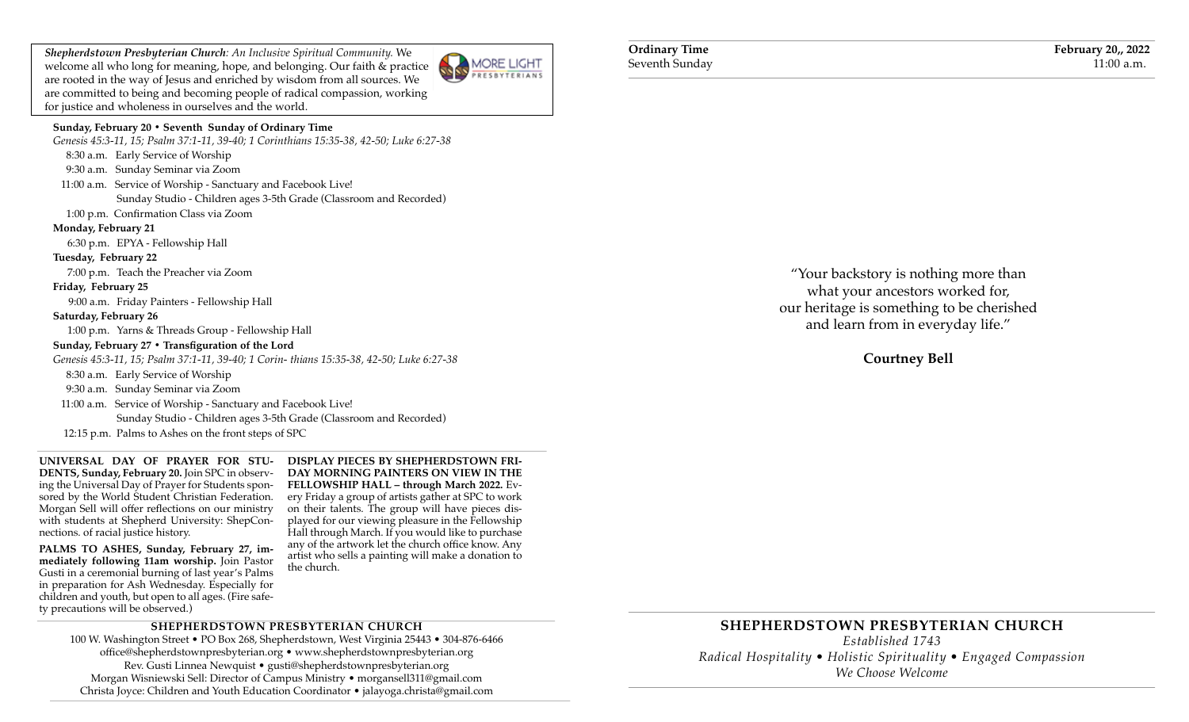*Shepherdstown Presbyterian Church: An Inclusive Spiritual Community.* We welcome all who long for meaning, hope, and belonging. Our faith & practice are rooted in the way of Jesus and enriched by wisdom from all sources. We are committed to being and becoming people of radical compassion, working for justice and wholeness in ourselves and the world.

MORE LIGHT PRESBYTERIANS

**Sunday, February 20 • Seventh Sunday of Ordinary Time**

*Genesis 45:3-11, 15; Psalm 37:1-11, 39-40; 1 Corinthians 15:35-38, 42-50; Luke 6:27-38*

8:30 a.m. Early Service of Worship
9:30 a.m. Sunday Seminar via Zoom
11:00 a.m. Service of Worship - Sanctuary and Facebook Live!
Sunday Studio - Children ages 3-5th Grade (Classroom and Recorded)
1:00 p.m. Confirmation Class via Zoom

**Monday, February 21**

6:30 p.m. EPYA - Fellowship Hall

**Tuesday, February 22**

7:00 p.m. Teach the Preacher via Zoom

**Friday, February 25**

9:00 a.m. Friday Painters - Fellowship Hall

**Saturday, February 26**

1:00 p.m. Yarns & Threads Group - Fellowship Hall

**Sunday, February 27 • Transfiguration of the Lord**

*Genesis 45:3-11, 15; Psalm 37:1-11, 39-40; 1 Corin- thians 15:35-38, 42-50; Luke 6:27-38*

8:30 a.m. Early Service of Worship
9:30 a.m. Sunday Seminar via Zoom
11:00 a.m. Service of Worship - Sanctuary and Facebook Live!
Sunday Studio - Children ages 3-5th Grade (Classroom and Recorded)
12:15 p.m. Palms to Ashes on the front steps of SPC

**UNIVERSAL DAY OF PRAYER FOR STUDENTS, Sunday, February 20.** Join SPC in observing the Universal Day of Prayer for Students sponsored by the World Student Christian Federation. Morgan Sell will offer reflections on our ministry with students at Shepherd University: ShepConnections. of racial justice history.

**PALMS TO ASHES, Sunday, February 27, immediately following 11am worship.** Join Pastor Gusti in a ceremonial burning of last year's Palms in preparation for Ash Wednesday. Especially for children and youth, but open to all ages. (Fire safety precautions will be observed.)

**DISPLAY PIECES BY SHEPHERDSTOWN FRIDAY MORNING PAINTERS ON VIEW IN THE FELLOWSHIP HALL – through March 2022.** Every Friday a group of artists gather at SPC to work on their talents. The group will have pieces displayed for our viewing pleasure in the Fellowship Hall through March. If you would like to purchase any of the artwork let the church office know. Any artist who sells a painting will make a donation to the church.

**SHEPHERDSTOWN PRESBYTERIAN CHURCH**

100 W. Washington Street • PO Box 268, Shepherdstown, West Virginia 25443 • 304-876-6466
office@shepherdstownpresbyterian.org • www.shepherdstownpresbyterian.org
Rev. Gusti Linnea Newquist • gusti@shepherdstownpresbyterian.org
Morgan Wisniewski Sell: Director of Campus Ministry • morgansell311@gmail.com
Christa Joyce: Children and Youth Education Coordinator • jalayoga.christa@gmail.com

**Ordinary Time** **February 20,, 2022**
Seventh Sunday 11:00 a.m.

"Your backstory is nothing more than
what your ancestors worked for,
our heritage is something to be cherished
and learn from in everyday life."

**Courtney Bell**

## SHEPHERDSTOWN PRESBYTERIAN CHURCH

*Established 1743*

*Radical Hospitality • Holistic Spirituality • Engaged Compassion*

*We Choose Welcome*